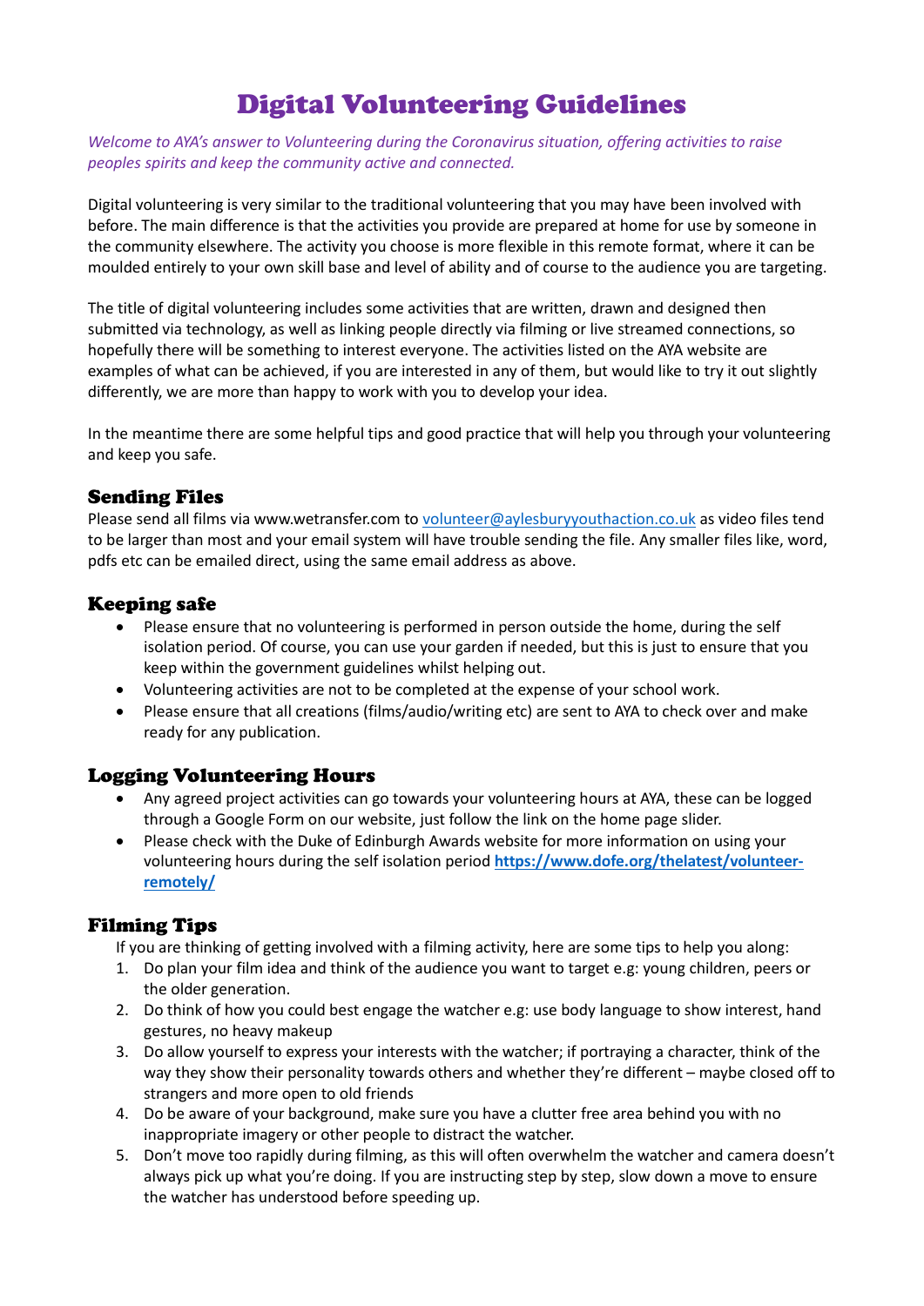# Digital Volunteering Guidelines

*Welcome to AYA's answer to Volunteering during the Coronavirus situation, offering activities to raise peoples spirits and keep the community active and connected.*

Digital volunteering is very similar to the traditional volunteering that you may have been involved with before. The main difference is that the activities you provide are prepared at home for use by someone in the community elsewhere. The activity you choose is more flexible in this remote format, where it can be moulded entirely to your own skill base and level of ability and of course to the audience you are targeting.

The title of digital volunteering includes some activities that are written, drawn and designed then submitted via technology, as well as linking people directly via filming or live streamed connections, so hopefully there will be something to interest everyone. The activities listed on the AYA website are examples of what can be achieved, if you are interested in any of them, but would like to try it out slightly differently, we are more than happy to work with you to develop your idea.

In the meantime there are some helpful tips and good practice that will help you through your volunteering and keep you safe.

## Sending Files

Please send all films via www.wetransfer.com to volunteer@aylesburyyouthaction.co.uk as video files tend to be larger than most and your email system will have trouble sending the file. Any smaller files like, word, pdfs etc can be emailed direct, using the same email address as above.

## Keeping safe

- Please ensure that no volunteering is performed in person outside the home, during the self isolation period. Of course, you can use your garden if needed, but this is just to ensure that you keep within the government guidelines whilst helping out.
- Volunteering activities are not to be completed at the expense of your school work.
- Please ensure that all creations (films/audio/writing etc) are sent to AYA to check over and make ready for any publication.

## Logging Volunteering Hours

- Any agreed project activities can go towards your volunteering hours at AYA, these can be logged through a Google Form on our website, just follow the link on the home page slider.
- Please check with the Duke of Edinburgh Awards website for more information on using your volunteering hours during the self isolation period **https://www.dofe.org/thelatest/volunteer-remotely/**

## Filming Tips

If you are thinking of getting involved with a filming activity, here are some tips to help you along:

1. Do plan your film idea and think of the audience you want to target e.g: young children, peers or the older generation.
2. Do think of how you could best engage the watcher e.g: use body language to show interest, hand gestures, no heavy makeup
3. Do allow yourself to express your interests with the watcher; if portraying a character, think of the way they show their personality towards others and whether they're different – maybe closed off to strangers and more open to old friends
4. Do be aware of your background, make sure you have a clutter free area behind you with no inappropriate imagery or other people to distract the watcher.
5. Don't move too rapidly during filming, as this will often overwhelm the watcher and camera doesn't always pick up what you're doing. If you are instructing step by step, slow down a move to ensure the watcher has understood before speeding up.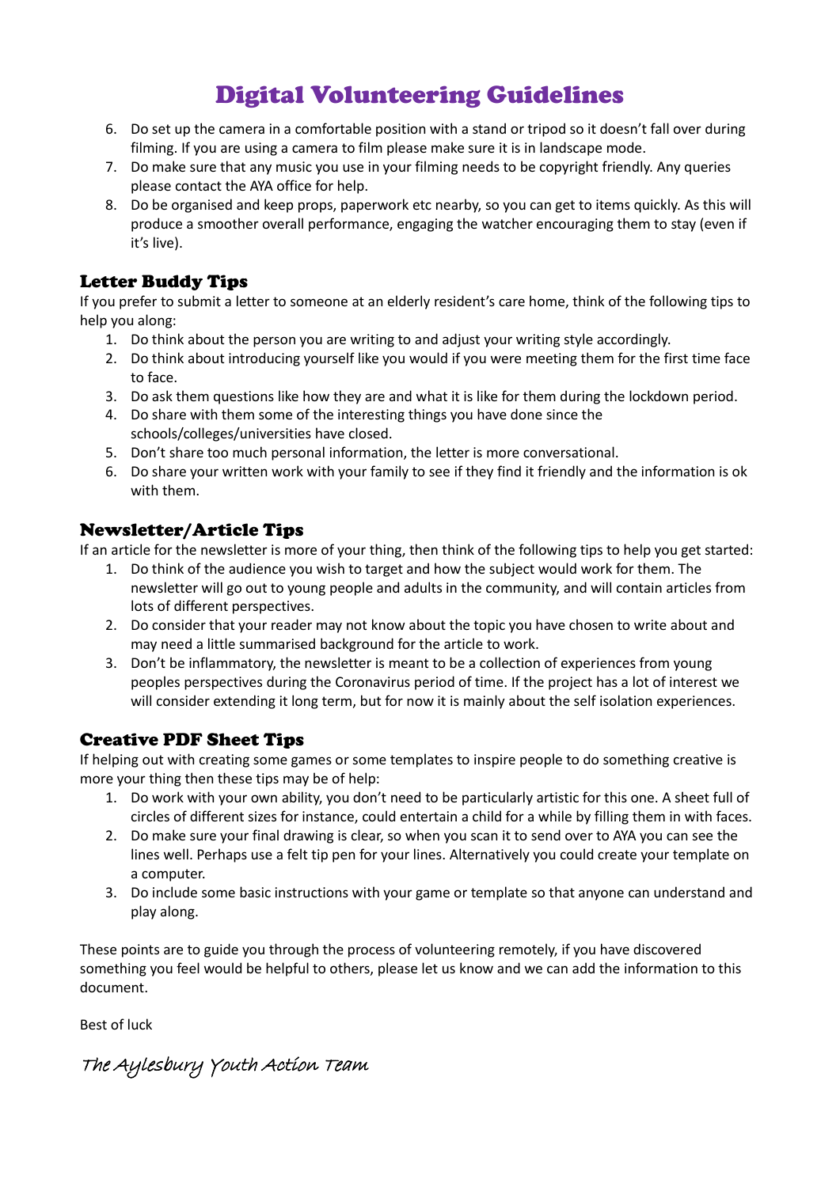# Digital Volunteering Guidelines

6. Do set up the camera in a comfortable position with a stand or tripod so it doesn't fall over during filming. If you are using a camera to film please make sure it is in landscape mode.
7. Do make sure that any music you use in your filming needs to be copyright friendly. Any queries please contact the AYA office for help.
8. Do be organised and keep props, paperwork etc nearby, so you can get to items quickly. As this will produce a smoother overall performance, engaging the watcher encouraging them to stay (even if it's live).

## Letter Buddy Tips

If you prefer to submit a letter to someone at an elderly resident's care home, think of the following tips to help you along:

1. Do think about the person you are writing to and adjust your writing style accordingly.
2. Do think about introducing yourself like you would if you were meeting them for the first time face to face.
3. Do ask them questions like how they are and what it is like for them during the lockdown period.
4. Do share with them some of the interesting things you have done since the schools/colleges/universities have closed.
5. Don't share too much personal information, the letter is more conversational.
6. Do share your written work with your family to see if they find it friendly and the information is ok with them.

## Newsletter/Article Tips

If an article for the newsletter is more of your thing, then think of the following tips to help you get started:

1. Do think of the audience you wish to target and how the subject would work for them. The newsletter will go out to young people and adults in the community, and will contain articles from lots of different perspectives.
2. Do consider that your reader may not know about the topic you have chosen to write about and may need a little summarised background for the article to work.
3. Don't be inflammatory, the newsletter is meant to be a collection of experiences from young peoples perspectives during the Coronavirus period of time. If the project has a lot of interest we will consider extending it long term, but for now it is mainly about the self isolation experiences.

## Creative PDF Sheet Tips

If helping out with creating some games or some templates to inspire people to do something creative is more your thing then these tips may be of help:

1. Do work with your own ability, you don't need to be particularly artistic for this one. A sheet full of circles of different sizes for instance, could entertain a child for a while by filling them in with faces.
2. Do make sure your final drawing is clear, so when you scan it to send over to AYA you can see the lines well. Perhaps use a felt tip pen for your lines. Alternatively you could create your template on a computer.
3. Do include some basic instructions with your game or template so that anyone can understand and play along.

These points are to guide you through the process of volunteering remotely, if you have discovered something you feel would be helpful to others, please let us know and we can add the information to this document.

Best of luck

*The Aylesbury Youth Action Team*